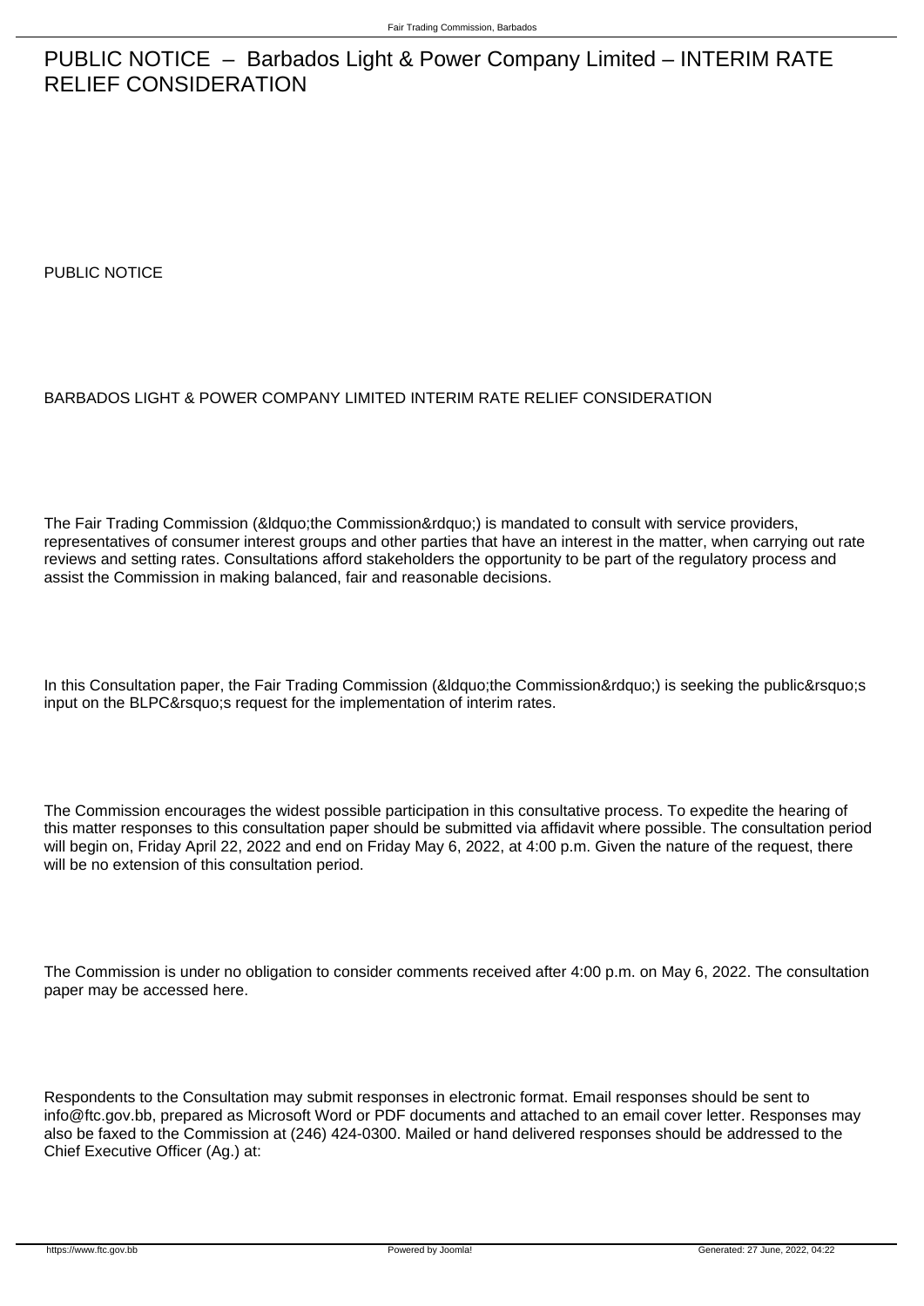# PUBLIC NOTICE – Barbados Light & Power Company Limited – INTERIM RATE RELIEF CONSIDERATION

PUBLIC NOTICE

BARBADOS LIGHT & POWER COMPANY LIMITED INTERIM RATE RELIEF CONSIDERATION

The Fair Trading Commission (&ldquo;the Commission&rdquo;) is mandated to consult with service providers, representatives of consumer interest groups and other parties that have an interest in the matter, when carrying out rate reviews and setting rates. Consultations afford stakeholders the opportunity to be part of the regulatory process and assist the Commission in making balanced, fair and reasonable decisions.

In this Consultation paper, the Fair Trading Commission (&ldquo;the Commission&rdquo;) is seeking the public&rsquo;s input on the BLPC&rsquo;s request for the implementation of interim rates.

The Commission encourages the widest possible participation in this consultative process. To expedite the hearing of this matter responses to this consultation paper should be submitted via affidavit where possible. The consultation period will begin on, Friday April 22, 2022 and end on Friday May 6, 2022, at 4:00 p.m. Given the nature of the request, there will be no extension of this consultation period.

The Commission is under no obligation to consider comments received after 4:00 p.m. on May 6, 2022. The consultation paper may be accessed here.

Respondents to the Consultation may submit responses in electronic format. Email responses should be sent to info@ftc.gov.bb, prepared as Microsoft Word or PDF documents and attached to an email cover letter. Responses may also be faxed to the Commission at (246) 424-0300. Mailed or hand delivered responses should be addressed to the Chief Executive Officer (Ag.) at: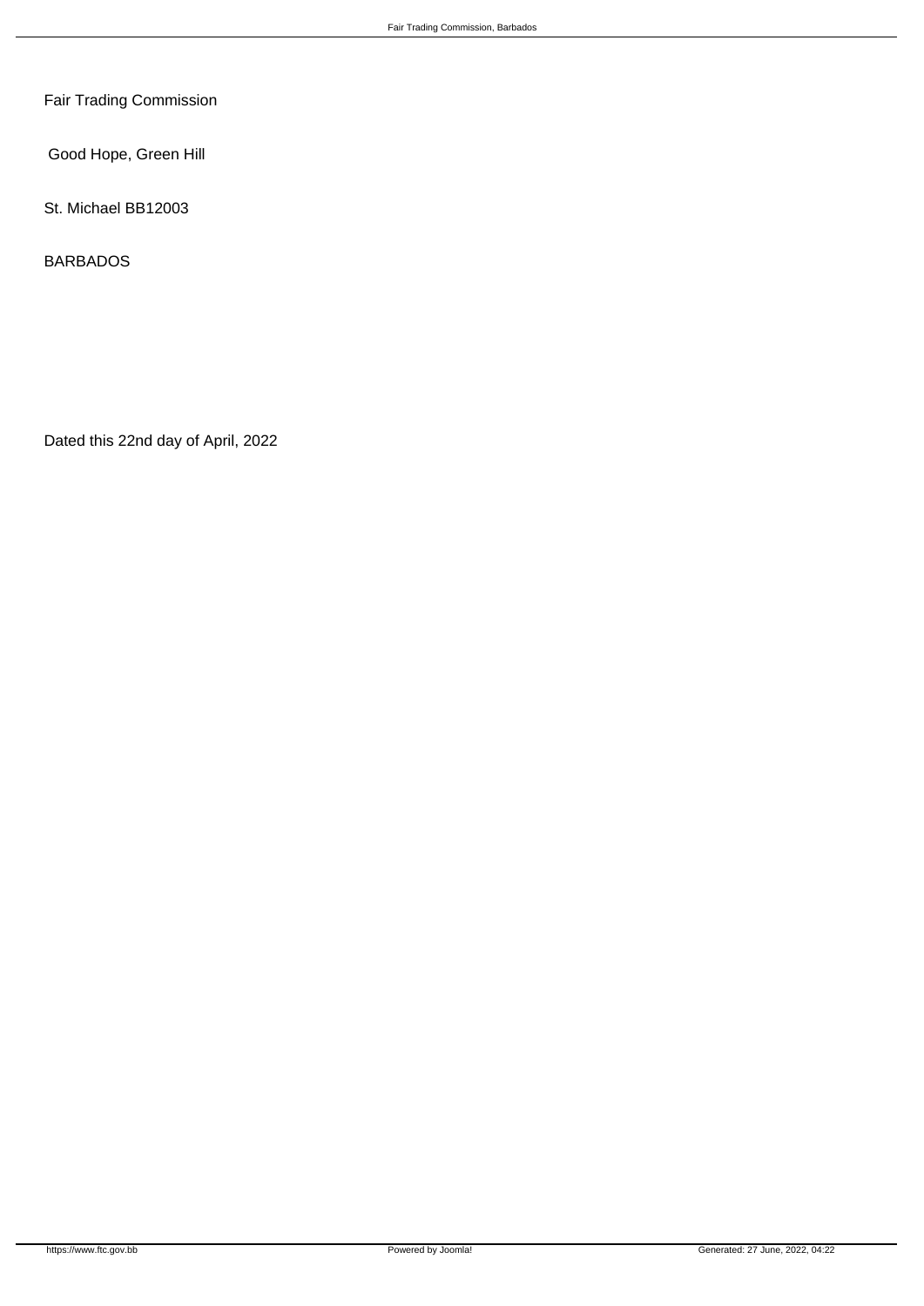Fair Trading Commission

Good Hope, Green Hill

St. Michael BB12003

BARBADOS

Dated this 22nd day of April, 2022